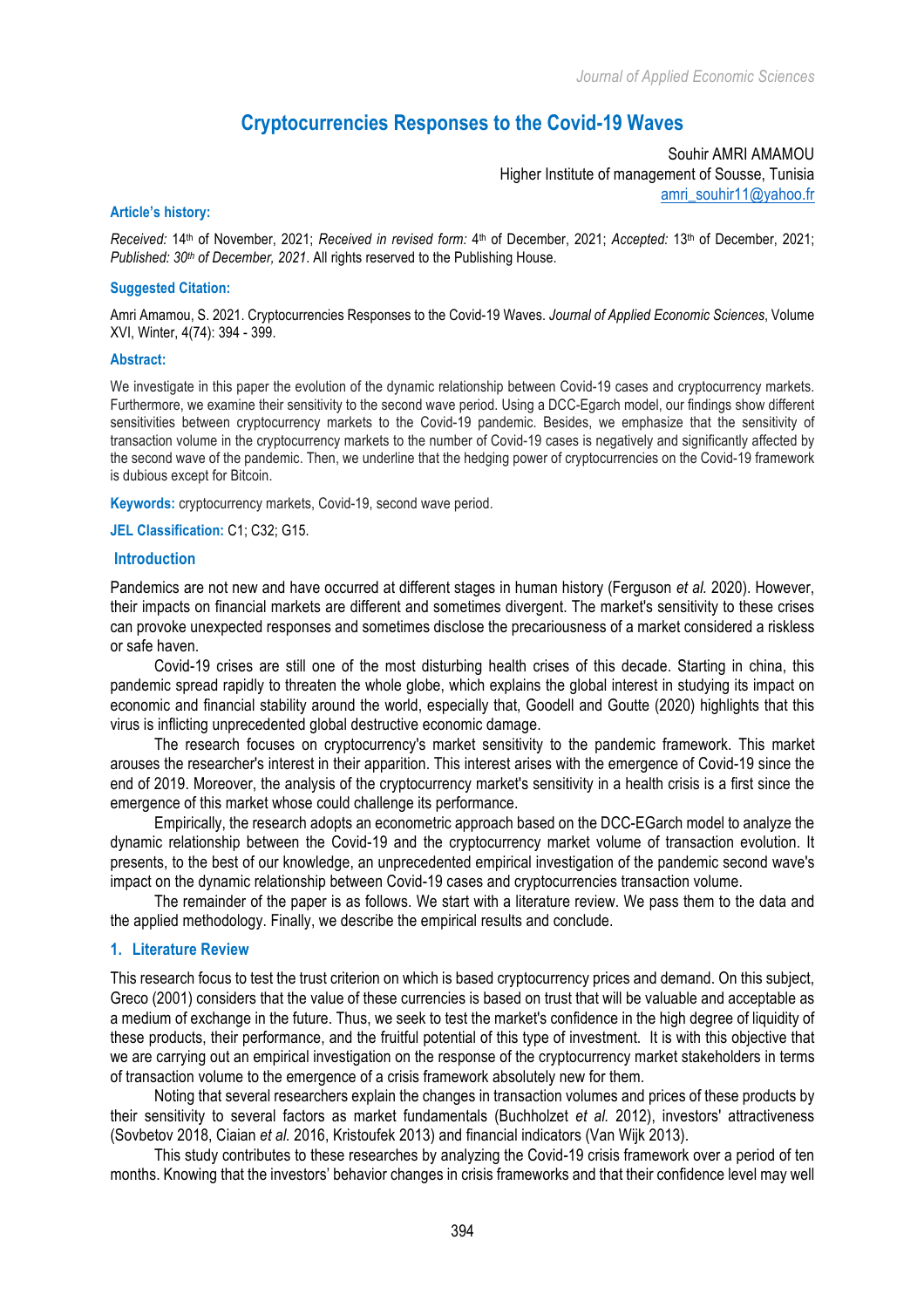# Cryptocurrencies Responses to the Covid-19 Waves

Souhir AMRI AMAMOU
Higher Institute of management of Sousse, Tunisia
amri_souhir11@yahoo.fr

**Article's history:**

*Received:* 14th of November, 2021; *Received in revised form:* 4th of December, 2021; *Accepted:* 13th of December, 2021; *Published: 30th of December, 2021*. All rights reserved to the Publishing House.

**Suggested Citation:**

Amri Amamou, S. 2021. Cryptocurrencies Responses to the Covid-19 Waves. *Journal of Applied Economic Sciences*, Volume XVI, Winter, 4(74): 394 - 399.

**Abstract:**

We investigate in this paper the evolution of the dynamic relationship between Covid-19 cases and cryptocurrency markets. Furthermore, we examine their sensitivity to the second wave period. Using a DCC-Egarch model, our findings show different sensitivities between cryptocurrency markets to the Covid-19 pandemic. Besides, we emphasize that the sensitivity of transaction volume in the cryptocurrency markets to the number of Covid-19 cases is negatively and significantly affected by the second wave of the pandemic. Then, we underline that the hedging power of cryptocurrencies on the Covid-19 framework is dubious except for Bitcoin.

**Keywords:** cryptocurrency markets, Covid-19, second wave period.

**JEL Classification:** C1; C32; G15.

## Introduction

Pandemics are not new and have occurred at different stages in human history (Ferguson *et al.* 2020). However, their impacts on financial markets are different and sometimes divergent. The market's sensitivity to these crises can provoke unexpected responses and sometimes disclose the precariousness of a market considered a riskless or safe haven.

Covid-19 crises are still one of the most disturbing health crises of this decade. Starting in china, this pandemic spread rapidly to threaten the whole globe, which explains the global interest in studying its impact on economic and financial stability around the world, especially that, Goodell and Goutte (2020) highlights that this virus is inflicting unprecedented global destructive economic damage.

The research focuses on cryptocurrency's market sensitivity to the pandemic framework. This market arouses the researcher's interest in their apparition. This interest arises with the emergence of Covid-19 since the end of 2019. Moreover, the analysis of the cryptocurrency market's sensitivity in a health crisis is a first since the emergence of this market whose could challenge its performance.

Empirically, the research adopts an econometric approach based on the DCC-EGarch model to analyze the dynamic relationship between the Covid-19 and the cryptocurrency market volume of transaction evolution. It presents, to the best of our knowledge, an unprecedented empirical investigation of the pandemic second wave's impact on the dynamic relationship between Covid-19 cases and cryptocurrencies transaction volume.

The remainder of the paper is as follows. We start with a literature review. We pass them to the data and the applied methodology. Finally, we describe the empirical results and conclude.

## 1. Literature Review

This research focus to test the trust criterion on which is based cryptocurrency prices and demand. On this subject, Greco (2001) considers that the value of these currencies is based on trust that will be valuable and acceptable as a medium of exchange in the future. Thus, we seek to test the market's confidence in the high degree of liquidity of these products, their performance, and the fruitful potential of this type of investment. It is with this objective that we are carrying out an empirical investigation on the response of the cryptocurrency market stakeholders in terms of transaction volume to the emergence of a crisis framework absolutely new for them.

Noting that several researchers explain the changes in transaction volumes and prices of these products by their sensitivity to several factors as market fundamentals (Buchholzet *et al.* 2012), investors' attractiveness (Sovbetov 2018, Ciaian *et al.* 2016, Kristoufek 2013) and financial indicators (Van Wijk 2013).

This study contributes to these researches by analyzing the Covid-19 crisis framework over a period of ten months. Knowing that the investors' behavior changes in crisis frameworks and that their confidence level may well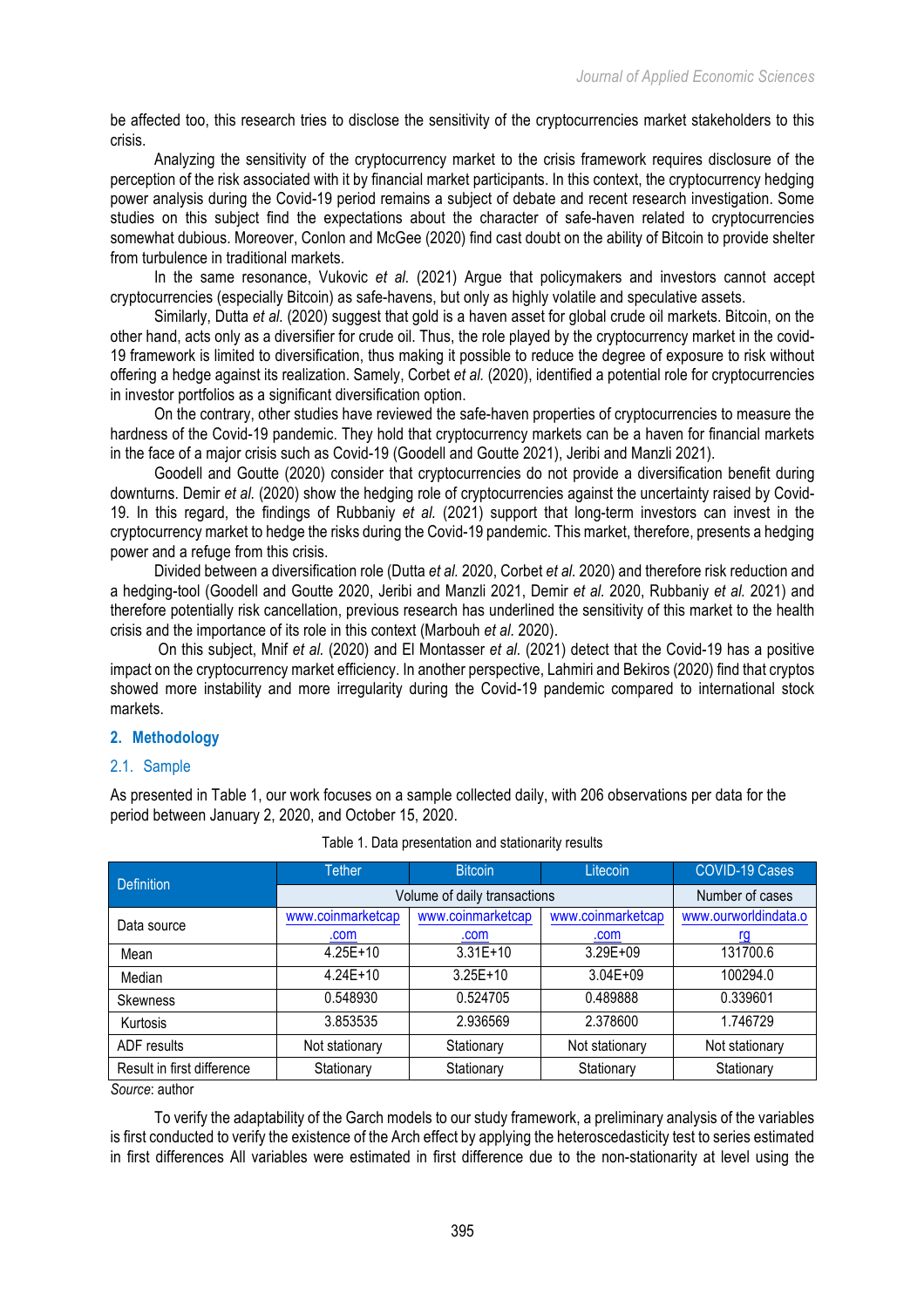be affected too, this research tries to disclose the sensitivity of the cryptocurrencies market stakeholders to this crisis.

Analyzing the sensitivity of the cryptocurrency market to the crisis framework requires disclosure of the perception of the risk associated with it by financial market participants. In this context, the cryptocurrency hedging power analysis during the Covid-19 period remains a subject of debate and recent research investigation. Some studies on this subject find the expectations about the character of safe-haven related to cryptocurrencies somewhat dubious. Moreover, Conlon and McGee (2020) find cast doubt on the ability of Bitcoin to provide shelter from turbulence in traditional markets.

In the same resonance, Vukovic *et al.* (2021) Argue that policymakers and investors cannot accept cryptocurrencies (especially Bitcoin) as safe-havens, but only as highly volatile and speculative assets.

Similarly, Dutta *et al.* (2020) suggest that gold is a haven asset for global crude oil markets. Bitcoin, on the other hand, acts only as a diversifier for crude oil. Thus, the role played by the cryptocurrency market in the covid-19 framework is limited to diversification, thus making it possible to reduce the degree of exposure to risk without offering a hedge against its realization. Samely, Corbet *et al.* (2020), identified a potential role for cryptocurrencies in investor portfolios as a significant diversification option.

On the contrary, other studies have reviewed the safe-haven properties of cryptocurrencies to measure the hardness of the Covid-19 pandemic. They hold that cryptocurrency markets can be a haven for financial markets in the face of a major crisis such as Covid-19 (Goodell and Goutte 2021), Jeribi and Manzli 2021).

Goodell and Goutte (2020) consider that cryptocurrencies do not provide a diversification benefit during downturns. Demir *et al.* (2020) show the hedging role of cryptocurrencies against the uncertainty raised by Covid-19. In this regard, the findings of Rubbaniy *et al.* (2021) support that long-term investors can invest in the cryptocurrency market to hedge the risks during the Covid-19 pandemic. This market, therefore, presents a hedging power and a refuge from this crisis.

Divided between a diversification role (Dutta *et al.* 2020, Corbet *et al.* 2020) and therefore risk reduction and a hedging-tool (Goodell and Goutte 2020, Jeribi and Manzli 2021, Demir *et al.* 2020, Rubbaniy *et al.* 2021) and therefore potentially risk cancellation, previous research has underlined the sensitivity of this market to the health crisis and the importance of its role in this context (Marbouh *et al.* 2020).

On this subject, Mnif *et al.* (2020) and El Montasser *et al.* (2021) detect that the Covid-19 has a positive impact on the cryptocurrency market efficiency. In another perspective, Lahmiri and Bekiros (2020) find that cryptos showed more instability and more irregularity during the Covid-19 pandemic compared to international stock markets.

## 2. Methodology

### 2.1. Sample

As presented in Table 1, our work focuses on a sample collected daily, with 206 observations per data for the period between January 2, 2020, and October 15, 2020.

Table 1. Data presentation and stationarity results

| Definition | Tether | Bitcoin | Litecoin | COVID-19 Cases |
|---|---|---|---|---|
| | Volume of daily transactions | | | Number of cases |
| Data source | www.coinmarketcap.com | www.coinmarketcap.com | www.coinmarketcap.com | www.ourworldindata.org |
| Mean | 4.25E+10 | 3.31E+10 | 3.29E+09 | 131700.6 |
| Median | 4.24E+10 | 3.25E+10 | 3.04E+09 | 100294.0 |
| Skewness | 0.548930 | 0.524705 | 0.489888 | 0.339601 |
| Kurtosis | 3.853535 | 2.936569 | 2.378600 | 1.746729 |
| ADF results | Not stationary | Stationary | Not stationary | Not stationary |
| Result in first difference | Stationary | Stationary | Stationary | Stationary |

*Source*: author

To verify the adaptability of the Garch models to our study framework, a preliminary analysis of the variables is first conducted to verify the existence of the Arch effect by applying the heteroscedasticity test to series estimated in first differences All variables were estimated in first difference due to the non-stationarity at level using the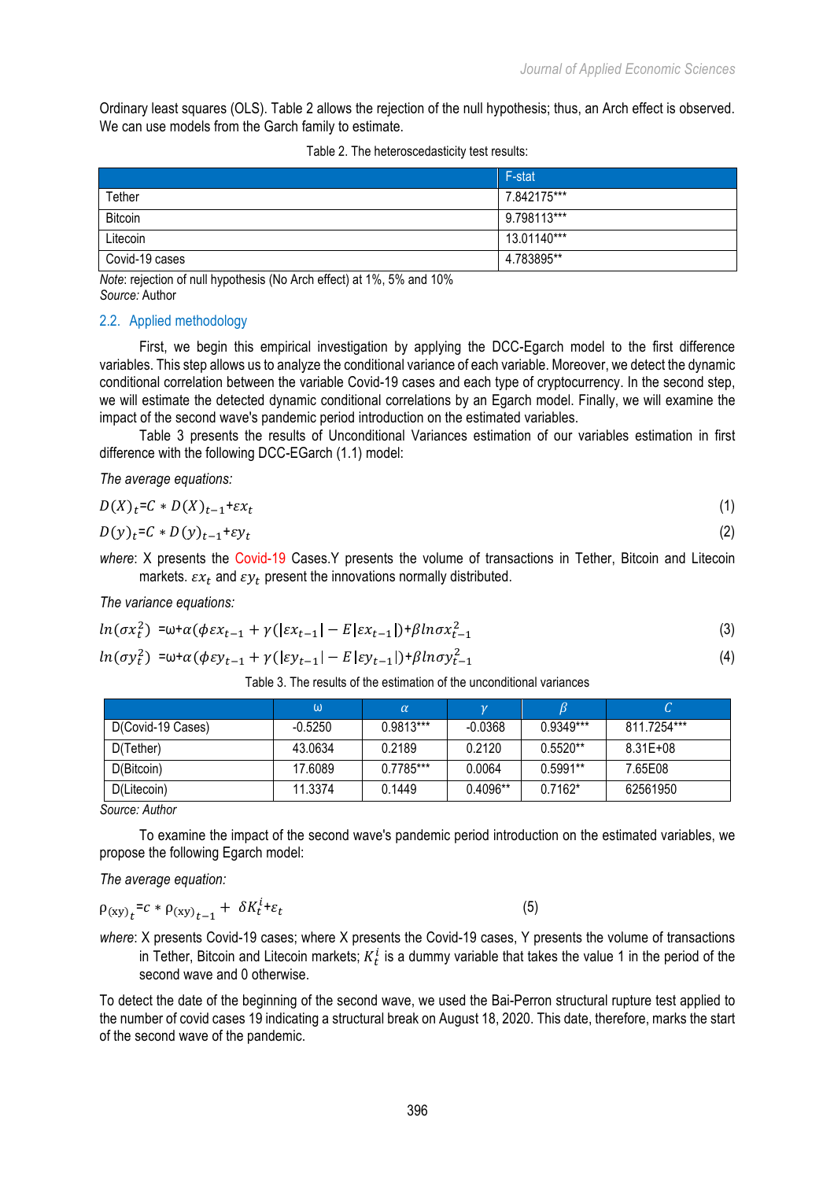Ordinary least squares (OLS). Table 2 allows the rejection of the null hypothesis; thus, an Arch effect is observed. We can use models from the Garch family to estimate.

Table 2. The heteroscedasticity test results:

| | F-stat |
|---|---|
| Tether | 7.842175*** |
| Bitcoin | 9.798113*** |
| Litecoin | 13.01140*** |
| Covid-19 cases | 4.783895** |

*Note*: rejection of null hypothesis (No Arch effect) at 1%, 5% and 10%
*Source:* Author

## 2.2. Applied methodology

First, we begin this empirical investigation by applying the DCC-Egarch model to the first difference variables. This step allows us to analyze the conditional variance of each variable. Moreover, we detect the dynamic conditional correlation between the variable Covid-19 cases and each type of cryptocurrency. In the second step, we will estimate the detected dynamic conditional correlations by an Egarch model. Finally, we will examine the impact of the second wave's pandemic period introduction on the estimated variables.

Table 3 presents the results of Unconditional Variances estimation of our variables estimation in first difference with the following DCC-EGarch (1.1) model:

*The average equations:*

$$D(X)_t = C * D(X)_{t-1} + \varepsilon x_t \tag{1}$$

$$D(y)_t = C * D(y)_{t-1} + \varepsilon y_t \tag{2}$$

*where*: X presents the Covid-19 Cases.Y presents the volume of transactions in Tether, Bitcoin and Litecoin markets. $\varepsilon x_t$ and $\varepsilon y_t$ present the innovations normally distributed.

*The variance equations:*

$$ln(\sigma x_t^2) = \omega + \alpha(\phi \varepsilon x_{t-1} + \gamma(|\varepsilon x_{t-1}| - E|\varepsilon x_{t-1}|) + \beta ln \sigma x_{t-1}^2 \tag{3}$$

$$ln(\sigma y_t^2) = \omega + \alpha(\phi \varepsilon y_{t-1} + \gamma(|\varepsilon y_{t-1}| - E|\varepsilon y_{t-1}|) + \beta ln \sigma y_{t-1}^2 \tag{4}$$

Table 3. The results of the estimation of the unconditional variances

| | ω | $\alpha$ | $\gamma$ | $\beta$ | $C$ |
|---|---|---|---|---|---|
| D(Covid-19 Cases) | -0.5250 | 0.9813*** | -0.0368 | 0.9349*** | 811.7254*** |
| D(Tether) | 43.0634 | 0.2189 | 0.2120 | 0.5520** | 8.31E+08 |
| D(Bitcoin) | 17.6089 | 0.7785*** | 0.0064 | 0.5991** | 7.65E08 |
| D(Litecoin) | 11.3374 | 0.1449 | 0.4096** | 0.7162* | 62561950 |

*Source: Author*

To examine the impact of the second wave's pandemic period introduction on the estimated variables, we propose the following Egarch model:

*The average equation:*

$$\rho_{(xy)_t} = c * \rho_{(xy)_{t-1}} + \delta K_t^i + \varepsilon_t \tag{5}$$

*where*: X presents Covid-19 cases; where X presents the Covid-19 cases, Y presents the volume of transactions in Tether, Bitcoin and Litecoin markets; $K_t^i$ is a dummy variable that takes the value 1 in the period of the second wave and 0 otherwise.

To detect the date of the beginning of the second wave, we used the Bai-Perron structural rupture test applied to the number of covid cases 19 indicating a structural break on August 18, 2020. This date, therefore, marks the start of the second wave of the pandemic.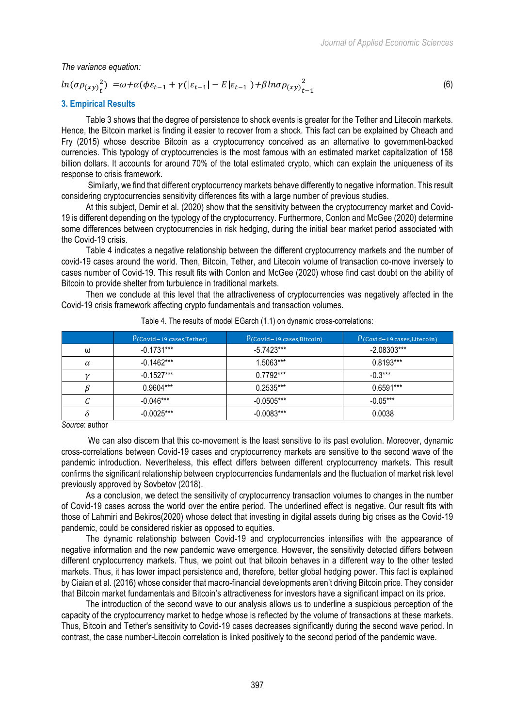*The variance equation:*

$$ln(\sigma\rho_{(xy)}{}_t^2) \ =\omega+\alpha(\phi\varepsilon_{t-1}+\gamma(|\varepsilon_{t-1}|-E|\varepsilon_{t-1}|)+\beta\, ln\sigma\rho_{(xy)}{}_{t-1}^{2} \tag{6}$$

## 3. Empirical Results

Table 3 shows that the degree of persistence to shock events is greater for the Tether and Litecoin markets. Hence, the Bitcoin market is finding it easier to recover from a shock. This fact can be explained by Cheach and Fry (2015) whose describe Bitcoin as a cryptocurrency conceived as an alternative to government-backed currencies. This typology of cryptocurrencies is the most famous with an estimated market capitalization of 158 billion dollars. It accounts for around 70% of the total estimated crypto, which can explain the uniqueness of its response to crisis framework.

Similarly, we find that different cryptocurrency markets behave differently to negative information. This result considering cryptocurrencies sensitivity differences fits with a large number of previous studies.

At this subject, Demir et al. (2020) show that the sensitivity between the cryptocurrency market and Covid-19 is different depending on the typology of the cryptocurrency. Furthermore, Conlon and McGee (2020) determine some differences between cryptocurrencies in risk hedging, during the initial bear market period associated with the Covid-19 crisis.

Table 4 indicates a negative relationship between the different cryptocurrency markets and the number of covid-19 cases around the world. Then, Bitcoin, Tether, and Litecoin volume of transaction co-move inversely to cases number of Covid-19. This result fits with Conlon and McGee (2020) whose find cast doubt on the ability of Bitcoin to provide shelter from turbulence in traditional markets.

Then we conclude at this level that the attractiveness of cryptocurrencies was negatively affected in the Covid-19 crisis framework affecting crypto fundamentals and transaction volumes.

Table 4. The results of model EGarch (1.1) on dynamic cross-correlations:

| | $\rho_{(\text{Covid-19 cases,Tether})}$ | $\rho_{(\text{Covid-19 cases,Bitcoin})}$ | $\rho_{(\text{Covid-19 cases,Litecoin})}$ |
|---|---|---|---|
| ω | -0.1731*** | -5.7423*** | -2.08303*** |
| $\alpha$ | -0.1462*** | 1.5063*** | 0.8193*** |
| $\gamma$ | -0.1527*** | 0.7792*** | -0.3*** |
| $\beta$ | 0.9604*** | 0.2535*** | 0.6591*** |
| $C$ | -0.046*** | -0.0505*** | -0.05*** |
| $\delta$ | -0.0025*** | -0.0083*** | 0.0038 |

*Source*: author

We can also discern that this co-movement is the least sensitive to its past evolution. Moreover, dynamic cross-correlations between Covid-19 cases and cryptocurrency markets are sensitive to the second wave of the pandemic introduction. Nevertheless, this effect differs between different cryptocurrency markets. This result confirms the significant relationship between cryptocurrencies fundamentals and the fluctuation of market risk level previously approved by Sovbetov (2018).

As a conclusion, we detect the sensitivity of cryptocurrency transaction volumes to changes in the number of Covid-19 cases across the world over the entire period. The underlined effect is negative. Our result fits with those of Lahmiri and Bekiros(2020) whose detect that investing in digital assets during big crises as the Covid-19 pandemic, could be considered riskier as opposed to equities.

The dynamic relationship between Covid-19 and cryptocurrencies intensifies with the appearance of negative information and the new pandemic wave emergence. However, the sensitivity detected differs between different cryptocurrency markets. Thus, we point out that bitcoin behaves in a different way to the other tested markets. Thus, it has lower impact persistence and, therefore, better global hedging power. This fact is explained by Ciaian et al. (2016) whose consider that macro-financial developments aren't driving Bitcoin price. They consider that Bitcoin market fundamentals and Bitcoin's attractiveness for investors have a significant impact on its price.

The introduction of the second wave to our analysis allows us to underline a suspicious perception of the capacity of the cryptocurrency market to hedge whose is reflected by the volume of transactions at these markets. Thus, Bitcoin and Tether's sensitivity to Covid-19 cases decreases significantly during the second wave period. In contrast, the case number-Litecoin correlation is linked positively to the second period of the pandemic wave.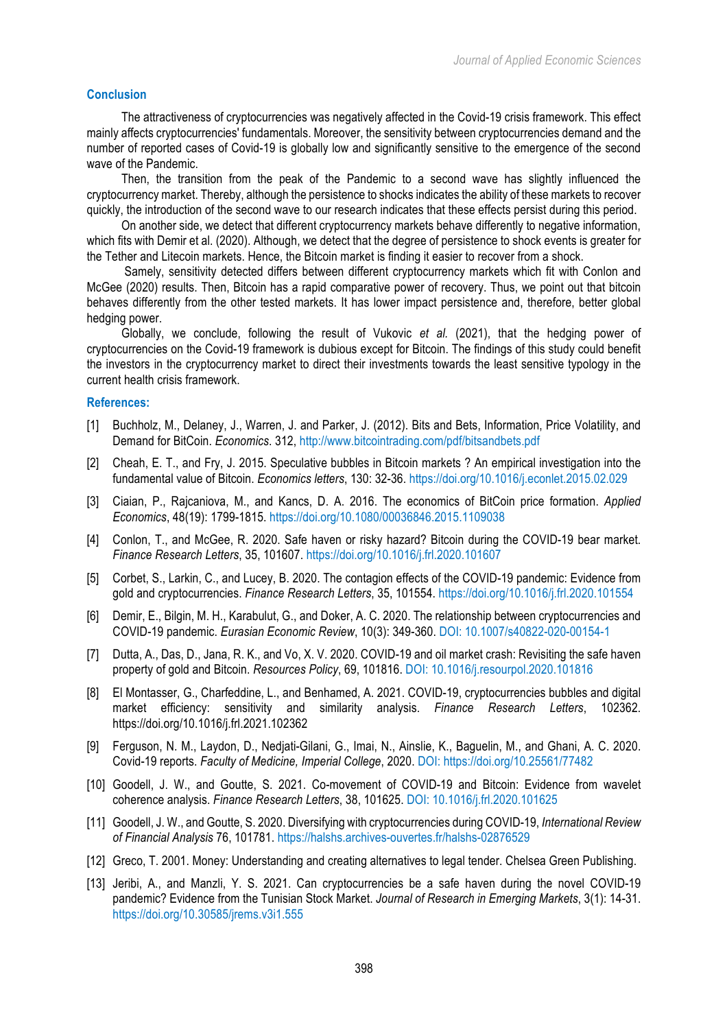## Conclusion

The attractiveness of cryptocurrencies was negatively affected in the Covid-19 crisis framework. This effect mainly affects cryptocurrencies' fundamentals. Moreover, the sensitivity between cryptocurrencies demand and the number of reported cases of Covid-19 is globally low and significantly sensitive to the emergence of the second wave of the Pandemic.

Then, the transition from the peak of the Pandemic to a second wave has slightly influenced the cryptocurrency market. Thereby, although the persistence to shocks indicates the ability of these markets to recover quickly, the introduction of the second wave to our research indicates that these effects persist during this period.

On another side, we detect that different cryptocurrency markets behave differently to negative information, which fits with Demir et al. (2020). Although, we detect that the degree of persistence to shock events is greater for the Tether and Litecoin markets. Hence, the Bitcoin market is finding it easier to recover from a shock.

Samely, sensitivity detected differs between different cryptocurrency markets which fit with Conlon and McGee (2020) results. Then, Bitcoin has a rapid comparative power of recovery. Thus, we point out that bitcoin behaves differently from the other tested markets. It has lower impact persistence and, therefore, better global hedging power.

Globally, we conclude, following the result of Vukovic *et al.* (2021), that the hedging power of cryptocurrencies on the Covid-19 framework is dubious except for Bitcoin. The findings of this study could benefit the investors in the cryptocurrency market to direct their investments towards the least sensitive typology in the current health crisis framework.

## References:

[1] Buchholz, M., Delaney, J., Warren, J. and Parker, J. (2012). Bits and Bets, Information, Price Volatility, and Demand for BitCoin. *Economics*. 312, http://www.bitcointrading.com/pdf/bitsandbets.pdf

[2] Cheah, E. T., and Fry, J. 2015. Speculative bubbles in Bitcoin markets ? An empirical investigation into the fundamental value of Bitcoin. *Economics letters*, 130: 32-36. https://doi.org/10.1016/j.econlet.2015.02.029

[3] Ciaian, P., Rajcaniova, M., and Kancs, D. A. 2016. The economics of BitCoin price formation. *Applied Economics*, 48(19): 1799-1815. https://doi.org/10.1080/00036846.2015.1109038

[4] Conlon, T., and McGee, R. 2020. Safe haven or risky hazard? Bitcoin during the COVID-19 bear market. *Finance Research Letters*, 35, 101607. https://doi.org/10.1016/j.frl.2020.101607

[5] Corbet, S., Larkin, C., and Lucey, B. 2020. The contagion effects of the COVID-19 pandemic: Evidence from gold and cryptocurrencies. *Finance Research Letters*, 35, 101554. https://doi.org/10.1016/j.frl.2020.101554

[6] Demir, E., Bilgin, M. H., Karabulut, G., and Doker, A. C. 2020. The relationship between cryptocurrencies and COVID-19 pandemic. *Eurasian Economic Review*, 10(3): 349-360. DOI: 10.1007/s40822-020-00154-1

[7] Dutta, A., Das, D., Jana, R. K., and Vo, X. V. 2020. COVID-19 and oil market crash: Revisiting the safe haven property of gold and Bitcoin. *Resources Policy*, 69, 101816. DOI: 10.1016/j.resourpol.2020.101816

[8] El Montasser, G., Charfeddine, L., and Benhamed, A. 2021. COVID-19, cryptocurrencies bubbles and digital market efficiency: sensitivity and similarity analysis. *Finance Research Letters*, 102362. https://doi.org/10.1016/j.frl.2021.102362

[9] Ferguson, N. M., Laydon, D., Nedjati-Gilani, G., Imai, N., Ainslie, K., Baguelin, M., and Ghani, A. C. 2020. Covid-19 reports. *Faculty of Medicine, Imperial College*, 2020. DOI: https://doi.org/10.25561/77482

[10] Goodell, J. W., and Goutte, S. 2021. Co-movement of COVID-19 and Bitcoin: Evidence from wavelet coherence analysis. *Finance Research Letters*, 38, 101625. DOI: 10.1016/j.frl.2020.101625

[11] Goodell, J. W., and Goutte, S. 2020. Diversifying with cryptocurrencies during COVID-19, *International Review of Financial Analysis* 76, 101781. https://halshs.archives-ouvertes.fr/halshs-02876529

[12] Greco, T. 2001. Money: Understanding and creating alternatives to legal tender. Chelsea Green Publishing.

[13] Jeribi, A., and Manzli, Y. S. 2021. Can cryptocurrencies be a safe haven during the novel COVID-19 pandemic? Evidence from the Tunisian Stock Market. *Journal of Research in Emerging Markets*, 3(1): 14-31. https://doi.org/10.30585/jrems.v3i1.555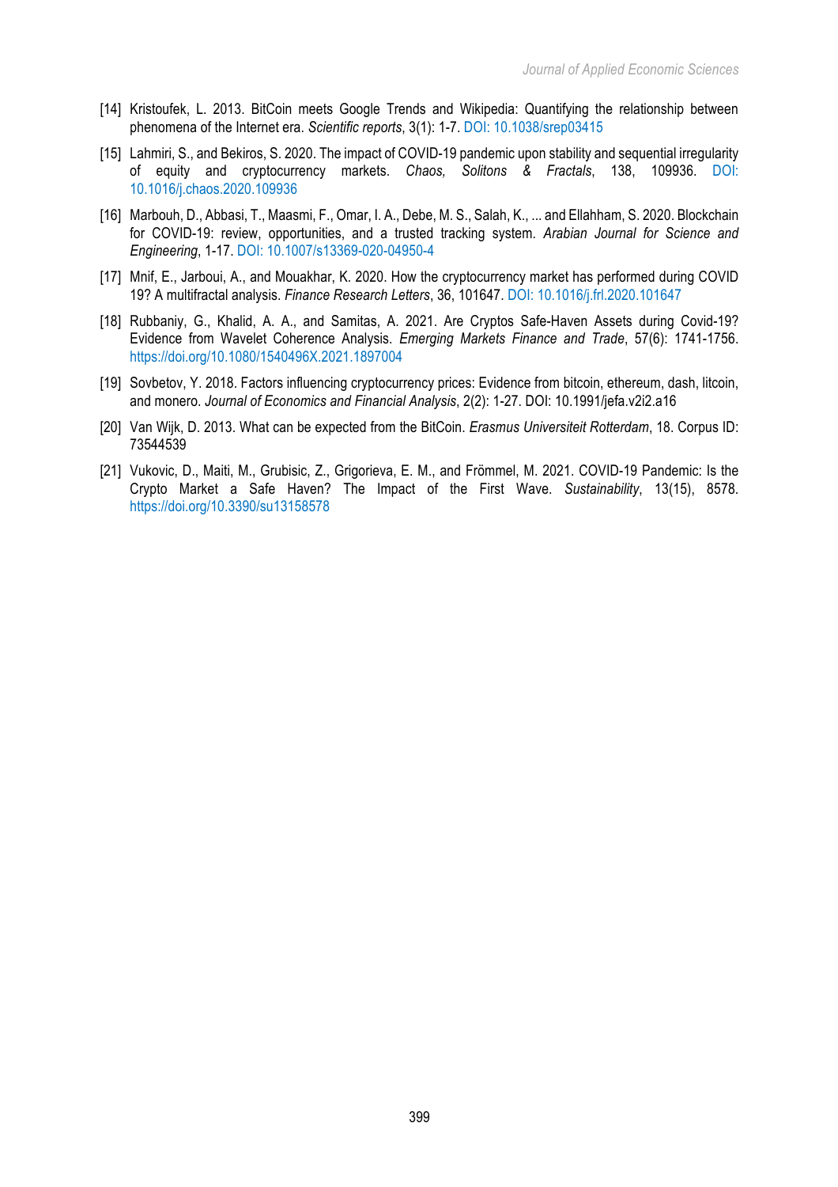[14] Kristoufek, L. 2013. BitCoin meets Google Trends and Wikipedia: Quantifying the relationship between phenomena of the Internet era. *Scientific reports*, 3(1): 1-7. DOI: 10.1038/srep03415

[15] Lahmiri, S., and Bekiros, S. 2020. The impact of COVID-19 pandemic upon stability and sequential irregularity of equity and cryptocurrency markets. *Chaos, Solitons & Fractals*, 138, 109936. DOI: 10.1016/j.chaos.2020.109936

[16] Marbouh, D., Abbasi, T., Maasmi, F., Omar, I. A., Debe, M. S., Salah, K., ... and Ellahham, S. 2020. Blockchain for COVID-19: review, opportunities, and a trusted tracking system. *Arabian Journal for Science and Engineering*, 1-17. DOI: 10.1007/s13369-020-04950-4

[17] Mnif, E., Jarboui, A., and Mouakhar, K. 2020. How the cryptocurrency market has performed during COVID 19? A multifractal analysis. *Finance Research Letters*, 36, 101647. DOI: 10.1016/j.frl.2020.101647

[18] Rubbaniy, G., Khalid, A. A., and Samitas, A. 2021. Are Cryptos Safe-Haven Assets during Covid-19? Evidence from Wavelet Coherence Analysis. *Emerging Markets Finance and Trade*, 57(6): 1741-1756. https://doi.org/10.1080/1540496X.2021.1897004

[19] Sovbetov, Y. 2018. Factors influencing cryptocurrency prices: Evidence from bitcoin, ethereum, dash, litcoin, and monero. *Journal of Economics and Financial Analysis*, 2(2): 1-27. DOI: 10.1991/jefa.v2i2.a16

[20] Van Wijk, D. 2013. What can be expected from the BitCoin. *Erasmus Universiteit Rotterdam*, 18. Corpus ID: 73544539

[21] Vukovic, D., Maiti, M., Grubisic, Z., Grigorieva, E. M., and Frömmel, M. 2021. COVID-19 Pandemic: Is the Crypto Market a Safe Haven? The Impact of the First Wave. *Sustainability*, 13(15), 8578. https://doi.org/10.3390/su13158578